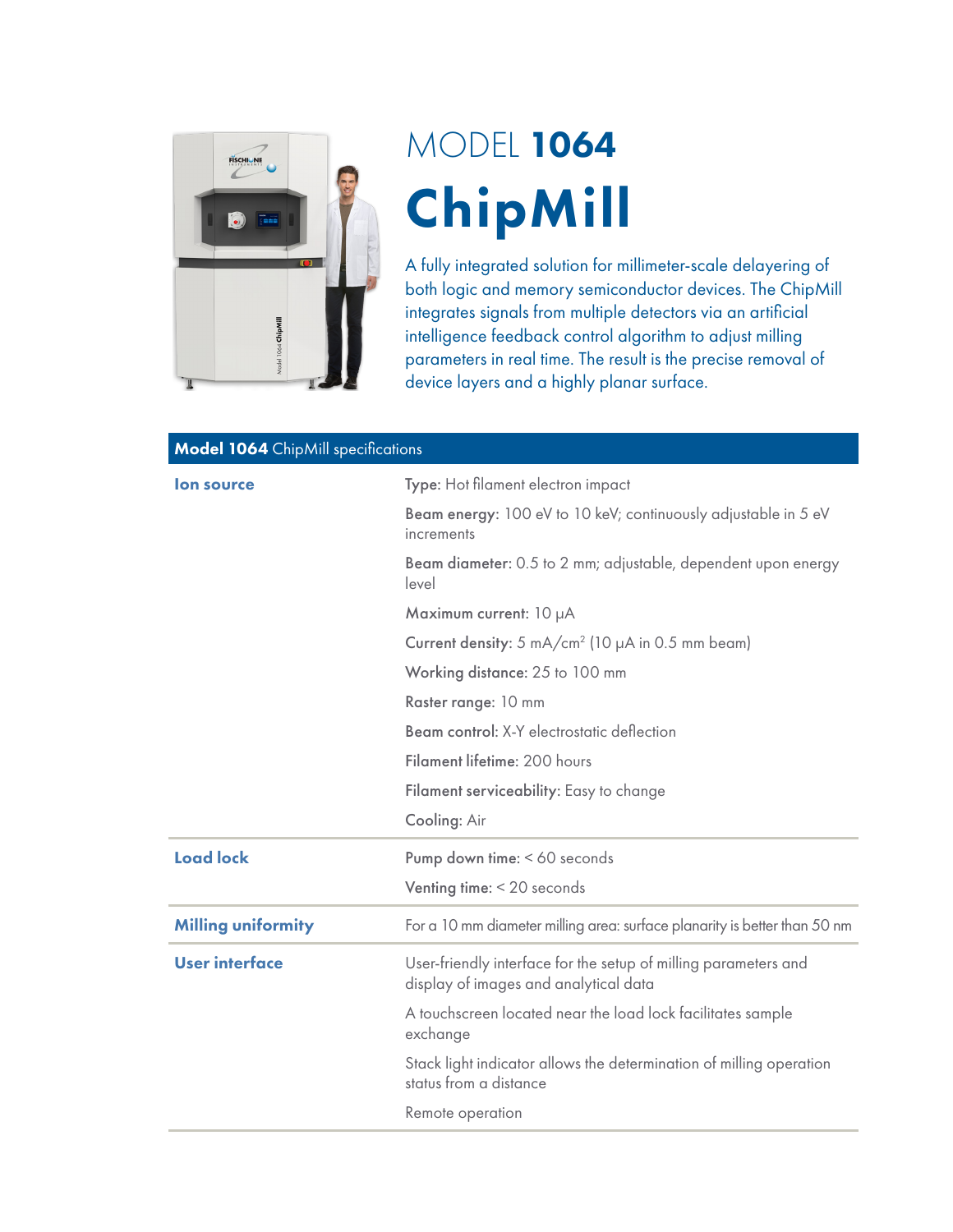# MODEL **1064**

# ChipMill

A fully integrated solution for millimeter-scale delayering of both logic and memory semiconductor devices. The ChipMill integrates signals from multiple detectors via an artificial intelligence feedback control algorithm to adjust milling parameters in real time. The result is the precise removal of device layers and a highly planar surface.

| **Model 1064** ChipMill specifications | |
|---|---|
| **Ion source** | **Type:** Hot filament electron impact |
| | **Beam energy:** 100 eV to 10 keV; continuously adjustable in 5 eV increments |
| | **Beam diameter:** 0.5 to 2 mm; adjustable, dependent upon energy level |
| | **Maximum current:** 10 µA |
| | **Current density:** 5 mA/cm$^2$ (10 µA in 0.5 mm beam) |
| | **Working distance:** 25 to 100 mm |
| | **Raster range:** 10 mm |
| | **Beam control:** X-Y electrostatic deflection |
| | **Filament lifetime:** 200 hours |
| | **Filament serviceability:** Easy to change |
| | **Cooling:** Air |
| **Load lock** | **Pump down time:** < 60 seconds |
| | **Venting time:** < 20 seconds |
| **Milling uniformity** | For a 10 mm diameter milling area: surface planarity is better than 50 nm |
| **User interface** | User-friendly interface for the setup of milling parameters and display of images and analytical data |
| | A touchscreen located near the load lock facilitates sample exchange |
| | Stack light indicator allows the determination of milling operation status from a distance |
| | Remote operation |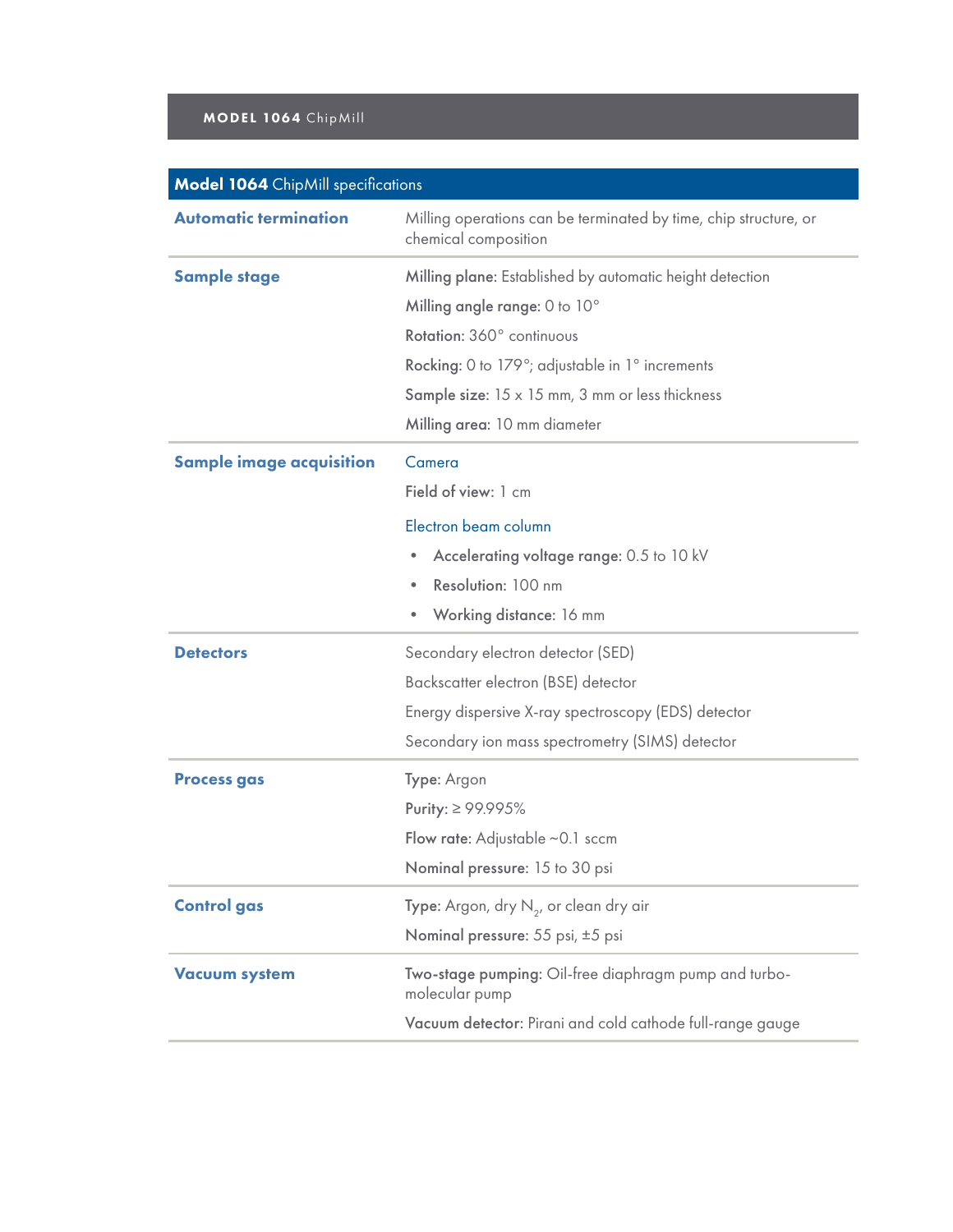## Model 1064 ChipMill specifications

| | |
|---|---|
| **Automatic termination** | Milling operations can be terminated by time, chip structure, or chemical composition |
| **Sample stage** | **Milling plane:** Established by automatic height detection<br>**Milling angle range:** 0 to 10°<br>**Rotation:** 360° continuous<br>**Rocking:** 0 to 179°; adjustable in 1° increments<br>**Sample size:** 15 x 15 mm, 3 mm or less thickness<br>**Milling area:** 10 mm diameter |
| **Sample image acquisition** | Camera<br>**Field of view:** 1 cm<br>Electron beam column<br>• **Accelerating voltage range:** 0.5 to 10 kV<br>• **Resolution:** 100 nm<br>• **Working distance:** 16 mm |
| **Detectors** | Secondary electron detector (SED)<br>Backscatter electron (BSE) detector<br>Energy dispersive X-ray spectroscopy (EDS) detector<br>Secondary ion mass spectrometry (SIMS) detector |
| **Process gas** | **Type:** Argon<br>**Purity:** ≥ 99.995%<br>**Flow rate:** Adjustable ~0.1 sccm<br>**Nominal pressure:** 15 to 30 psi |
| **Control gas** | **Type:** Argon, dry $N_2$, or clean dry air<br>**Nominal pressure:** 55 psi, ±5 psi |
| **Vacuum system** | **Two-stage pumping:** Oil-free diaphragm pump and turbo-molecular pump<br>**Vacuum detector:** Pirani and cold cathode full-range gauge |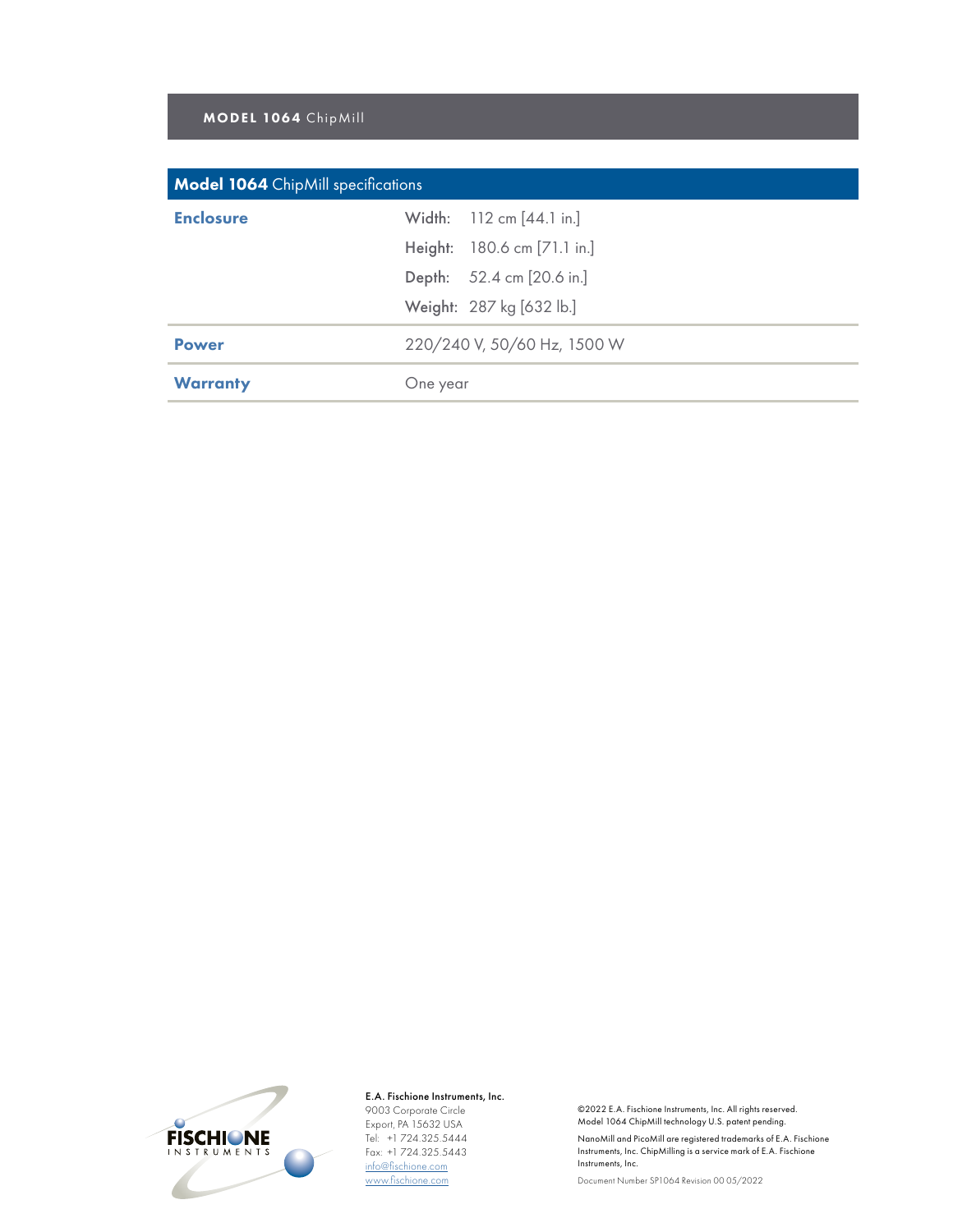## **Model 1064** ChipMill specifications

| | | |
|---|---|---|
| **Enclosure** | **Width:** | 112 cm [44.1 in.] |
| | **Height:** | 180.6 cm [71.1 in.] |
| | **Depth:** | 52.4 cm [20.6 in.] |
| | **Weight:** | 287 kg [632 lb.] |
| **Power** | 220/240 V, 50/60 Hz, 1500 W | |
| **Warranty** | One year | |

**E.A. Fischione Instruments, Inc.**
9003 Corporate Circle
Export, PA 15632 USA
Tel: +1 724.325.5444
Fax: +1 724.325.5443
info@fischione.com
www.fischione.com

©2022 E.A. Fischione Instruments, Inc. All rights reserved.
Model 1064 ChipMill technology U.S. patent pending.

NanoMill and PicoMill are registered trademarks of E.A. Fischione Instruments, Inc. ChipMilling is a service mark of E.A. Fischione Instruments, Inc.

Document Number SP1064 Revision 00 05/2022